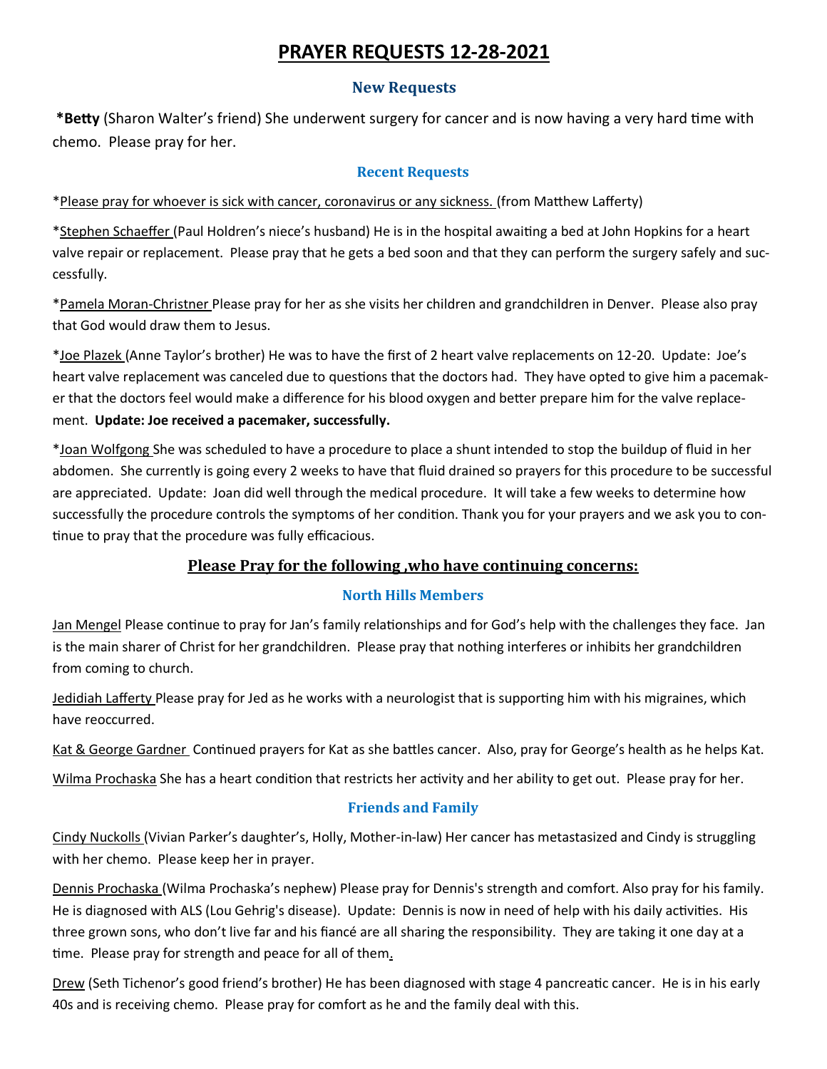# PRAYER REQUESTS 12-28-2021

## New Requests

***Betty** (Sharon Walter's friend) She underwent surgery for cancer and is now having a very hard time with chemo. Please pray for her.

## Recent Requests

*Please pray for whoever is sick with cancer, coronavirus or any sickness. (from Matthew Lafferty)

*Stephen Schaeffer (Paul Holdren's niece's husband) He is in the hospital awaiting a bed at John Hopkins for a heart valve repair or replacement. Please pray that he gets a bed soon and that they can perform the surgery safely and successfully.

*Pamela Moran-Christner Please pray for her as she visits her children and grandchildren in Denver. Please also pray that God would draw them to Jesus.

*Joe Plazek (Anne Taylor's brother) He was to have the first of 2 heart valve replacements on 12-20. Update: Joe's heart valve replacement was canceled due to questions that the doctors had. They have opted to give him a pacemaker that the doctors feel would make a difference for his blood oxygen and better prepare him for the valve replacement. **Update: Joe received a pacemaker, successfully.**

*Joan Wolfgong She was scheduled to have a procedure to place a shunt intended to stop the buildup of fluid in her abdomen. She currently is going every 2 weeks to have that fluid drained so prayers for this procedure to be successful are appreciated. Update: Joan did well through the medical procedure. It will take a few weeks to determine how successfully the procedure controls the symptoms of her condition. Thank you for your prayers and we ask you to continue to pray that the procedure was fully efficacious.

## Please Pray for the following ,who have continuing concerns:

### North Hills Members

Jan Mengel Please continue to pray for Jan's family relationships and for God's help with the challenges they face. Jan is the main sharer of Christ for her grandchildren. Please pray that nothing interferes or inhibits her grandchildren from coming to church.

Jedidiah Lafferty Please pray for Jed as he works with a neurologist that is supporting him with his migraines, which have reoccurred.

Kat & George Gardner Continued prayers for Kat as she battles cancer. Also, pray for George's health as he helps Kat.

Wilma Prochaska She has a heart condition that restricts her activity and her ability to get out. Please pray for her.

### Friends and Family

Cindy Nuckolls (Vivian Parker's daughter's, Holly, Mother-in-law) Her cancer has metastasized and Cindy is struggling with her chemo. Please keep her in prayer.

Dennis Prochaska (Wilma Prochaska's nephew) Please pray for Dennis's strength and comfort. Also pray for his family. He is diagnosed with ALS (Lou Gehrig's disease). Update: Dennis is now in need of help with his daily activities. His three grown sons, who don't live far and his fiancé are all sharing the responsibility. They are taking it one day at a time. Please pray for strength and peace for all of them.

Drew (Seth Tichenor's good friend's brother) He has been diagnosed with stage 4 pancreatic cancer. He is in his early 40s and is receiving chemo. Please pray for comfort as he and the family deal with this.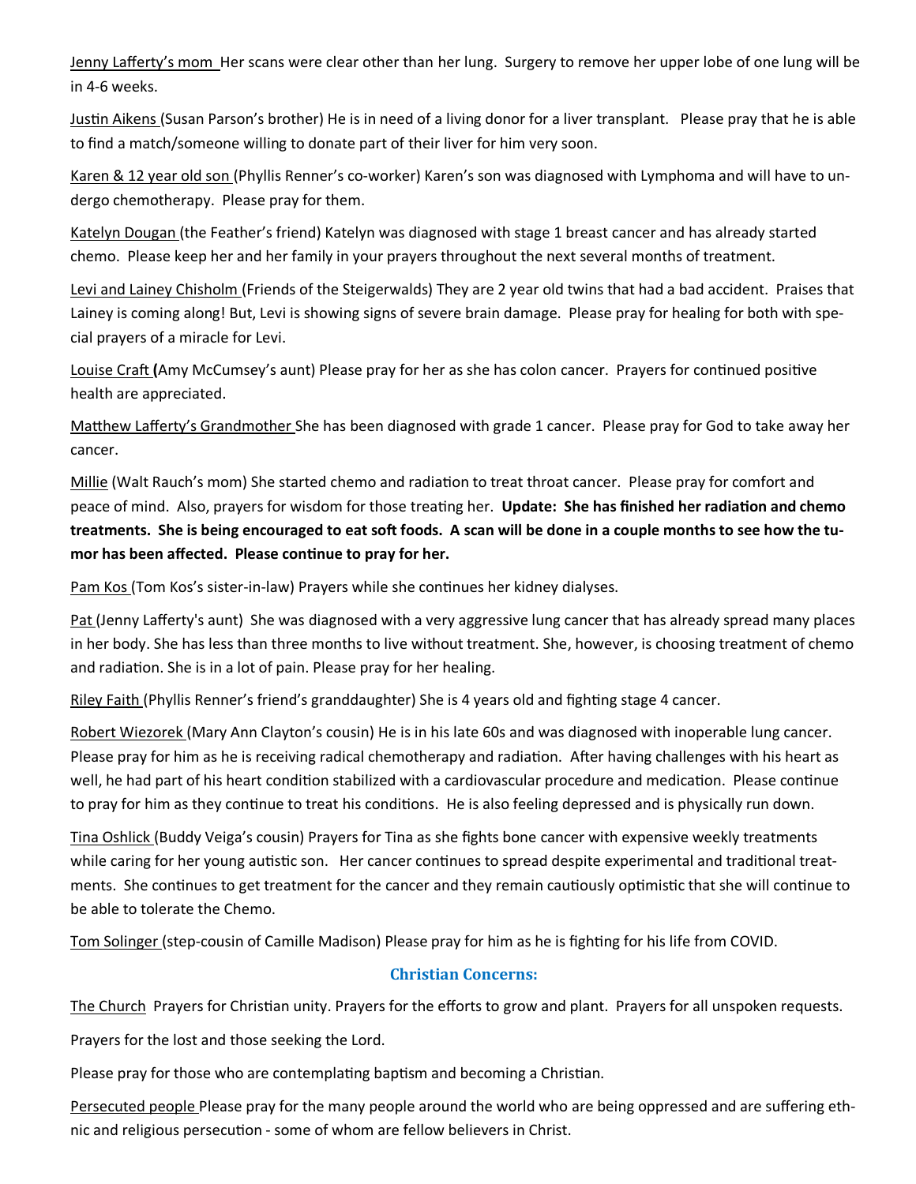Jenny Lafferty's mom Her scans were clear other than her lung. Surgery to remove her upper lobe of one lung will be in 4-6 weeks.

Justin Aikens (Susan Parson's brother) He is in need of a living donor for a liver transplant. Please pray that he is able to find a match/someone willing to donate part of their liver for him very soon.

Karen & 12 year old son (Phyllis Renner's co-worker) Karen's son was diagnosed with Lymphoma and will have to undergo chemotherapy. Please pray for them.

Katelyn Dougan (the Feather's friend) Katelyn was diagnosed with stage 1 breast cancer and has already started chemo. Please keep her and her family in your prayers throughout the next several months of treatment.

Levi and Lainey Chisholm (Friends of the Steigerwalds) They are 2 year old twins that had a bad accident. Praises that Lainey is coming along! But, Levi is showing signs of severe brain damage. Please pray for healing for both with special prayers of a miracle for Levi.

Louise Craft (Amy McCumsey's aunt) Please pray for her as she has colon cancer. Prayers for continued positive health are appreciated.

Matthew Lafferty's Grandmother She has been diagnosed with grade 1 cancer. Please pray for God to take away her cancer.

Millie (Walt Rauch's mom) She started chemo and radiation to treat throat cancer. Please pray for comfort and peace of mind. Also, prayers for wisdom for those treating her. **Update: She has finished her radiation and chemo treatments. She is being encouraged to eat soft foods. A scan will be done in a couple months to see how the tumor has been affected. Please continue to pray for her.**

Pam Kos (Tom Kos's sister-in-law) Prayers while she continues her kidney dialyses.

Pat (Jenny Lafferty's aunt) She was diagnosed with a very aggressive lung cancer that has already spread many places in her body. She has less than three months to live without treatment. She, however, is choosing treatment of chemo and radiation. She is in a lot of pain. Please pray for her healing.

Riley Faith (Phyllis Renner's friend's granddaughter) She is 4 years old and fighting stage 4 cancer.

Robert Wiezorek (Mary Ann Clayton's cousin) He is in his late 60s and was diagnosed with inoperable lung cancer. Please pray for him as he is receiving radical chemotherapy and radiation. After having challenges with his heart as well, he had part of his heart condition stabilized with a cardiovascular procedure and medication. Please continue to pray for him as they continue to treat his conditions. He is also feeling depressed and is physically run down.

Tina Oshlick (Buddy Veiga's cousin) Prayers for Tina as she fights bone cancer with expensive weekly treatments while caring for her young autistic son. Her cancer continues to spread despite experimental and traditional treatments. She continues to get treatment for the cancer and they remain cautiously optimistic that she will continue to be able to tolerate the Chemo.

Tom Solinger (step-cousin of Camille Madison) Please pray for him as he is fighting for his life from COVID.

## Christian Concerns:

The Church Prayers for Christian unity. Prayers for the efforts to grow and plant. Prayers for all unspoken requests.

Prayers for the lost and those seeking the Lord.

Please pray for those who are contemplating baptism and becoming a Christian.

Persecuted people Please pray for the many people around the world who are being oppressed and are suffering ethnic and religious persecution - some of whom are fellow believers in Christ.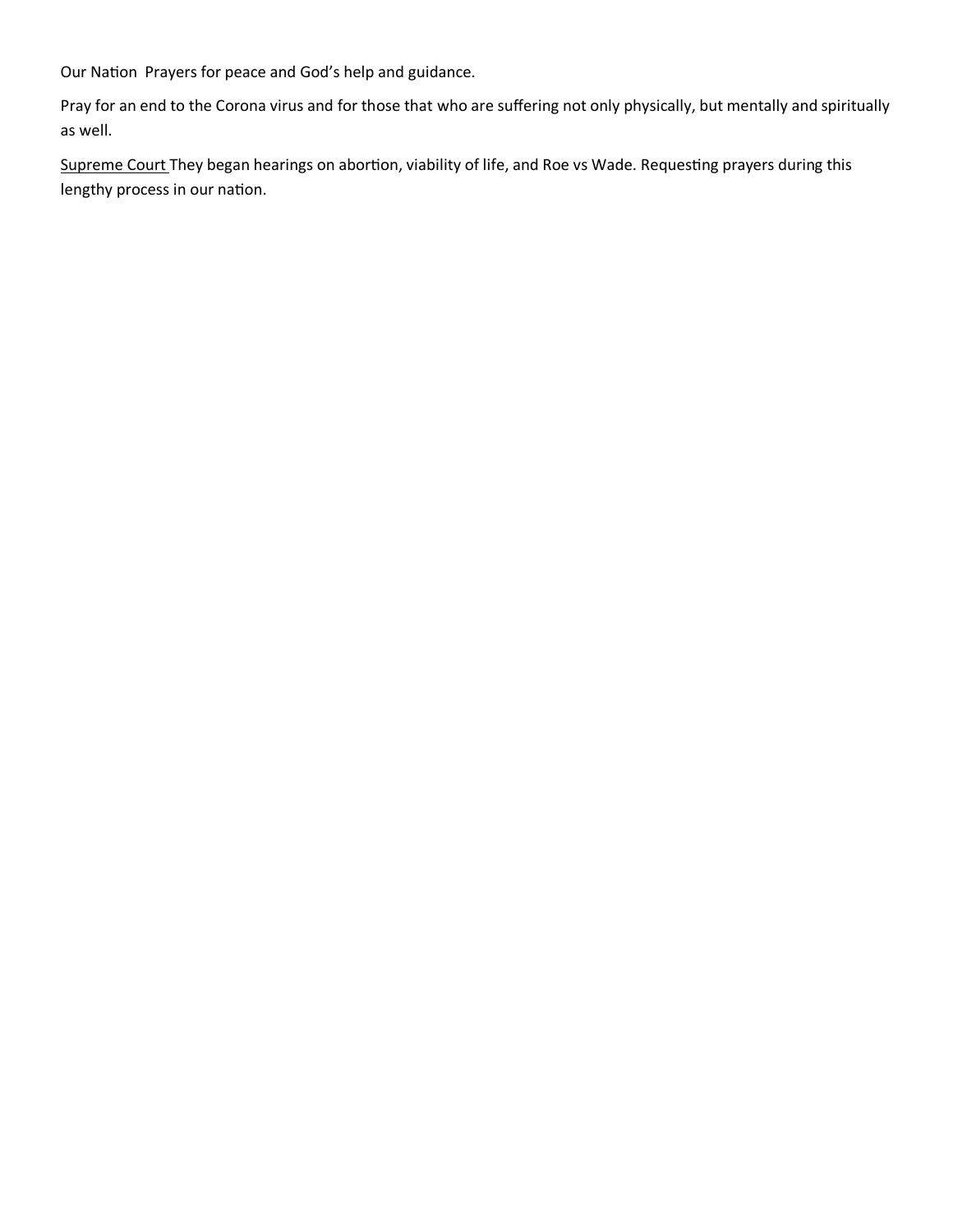Our Nation  Prayers for peace and God's help and guidance.

Pray for an end to the Corona virus and for those that who are suffering not only physically, but mentally and spiritually as well.

<u>Supreme Court</u> They began hearings on abortion, viability of life, and Roe vs Wade. Requesting prayers during this lengthy process in our nation.